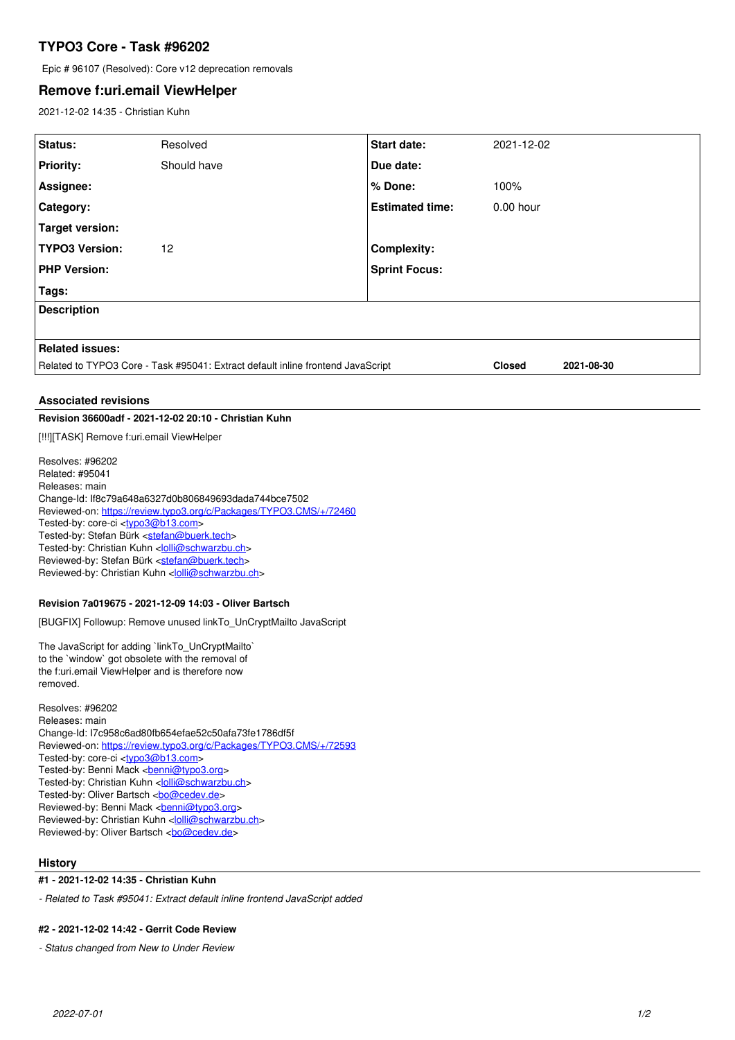# TYPO3 Core - Task #96202

Epic # 96107 (Resolved): Core v12 deprecation removals

## Remove f:uri.email ViewHelper

2021-12-02 14:35 - Christian Kuhn

| | | | |
|---|---|---|---|
| **Status:** | Resolved | **Start date:** | 2021-12-02 |
| **Priority:** | Should have | **Due date:** | |
| **Assignee:** | | **% Done:** | 100% |
| **Category:** | | **Estimated time:** | 0.00 hour |
| **Target version:** | | | |
| **TYPO3 Version:** | 12 | **Complexity:** | |
| **PHP Version:** | | **Sprint Focus:** | |
| **Tags:** | | | |

**Description**

**Related issues:**

| | | |
|---|---|---|
| Related to TYPO3 Core - Task #95041: Extract default inline frontend JavaScript | **Closed** | **2021-08-30** |

### Associated revisions

**Revision 36600adf - 2021-12-02 20:10 - Christian Kuhn**

[!!!][TASK] Remove f:uri.email ViewHelper

Resolves: #96202
Related: #95041
Releases: main
Change-Id: If8c79a648a6327d0b806849693dada744bce7502
Reviewed-on: https://review.typo3.org/c/Packages/TYPO3.CMS/+/72460
Tested-by: core-ci <typo3@b13.com>
Tested-by: Stefan Bürk <stefan@buerk.tech>
Tested-by: Christian Kuhn <lolli@schwarzbu.ch>
Reviewed-by: Stefan Bürk <stefan@buerk.tech>
Reviewed-by: Christian Kuhn <lolli@schwarzbu.ch>

**Revision 7a019675 - 2021-12-09 14:03 - Oliver Bartsch**

[BUGFIX] Followup: Remove unused linkTo_UnCryptMailto JavaScript

The JavaScript for adding `linkTo_UnCryptMailto`
to the `window` got obsolete with the removal of
the f:uri.email ViewHelper and is therefore now
removed.

Resolves: #96202
Releases: main
Change-Id: I7c958c6ad80fb654efae52c50afa73fe1786df5f
Reviewed-on: https://review.typo3.org/c/Packages/TYPO3.CMS/+/72593
Tested-by: core-ci <typo3@b13.com>
Tested-by: Benni Mack <benni@typo3.org>
Tested-by: Christian Kuhn <lolli@schwarzbu.ch>
Tested-by: Oliver Bartsch <bo@cedev.de>
Reviewed-by: Benni Mack <benni@typo3.org>
Reviewed-by: Christian Kuhn <lolli@schwarzbu.ch>
Reviewed-by: Oliver Bartsch <bo@cedev.de>

### History

**#1 - 2021-12-02 14:35 - Christian Kuhn**

*- Related to Task #95041: Extract default inline frontend JavaScript added*

**#2 - 2021-12-02 14:42 - Gerrit Code Review**

*- Status changed from New to Under Review*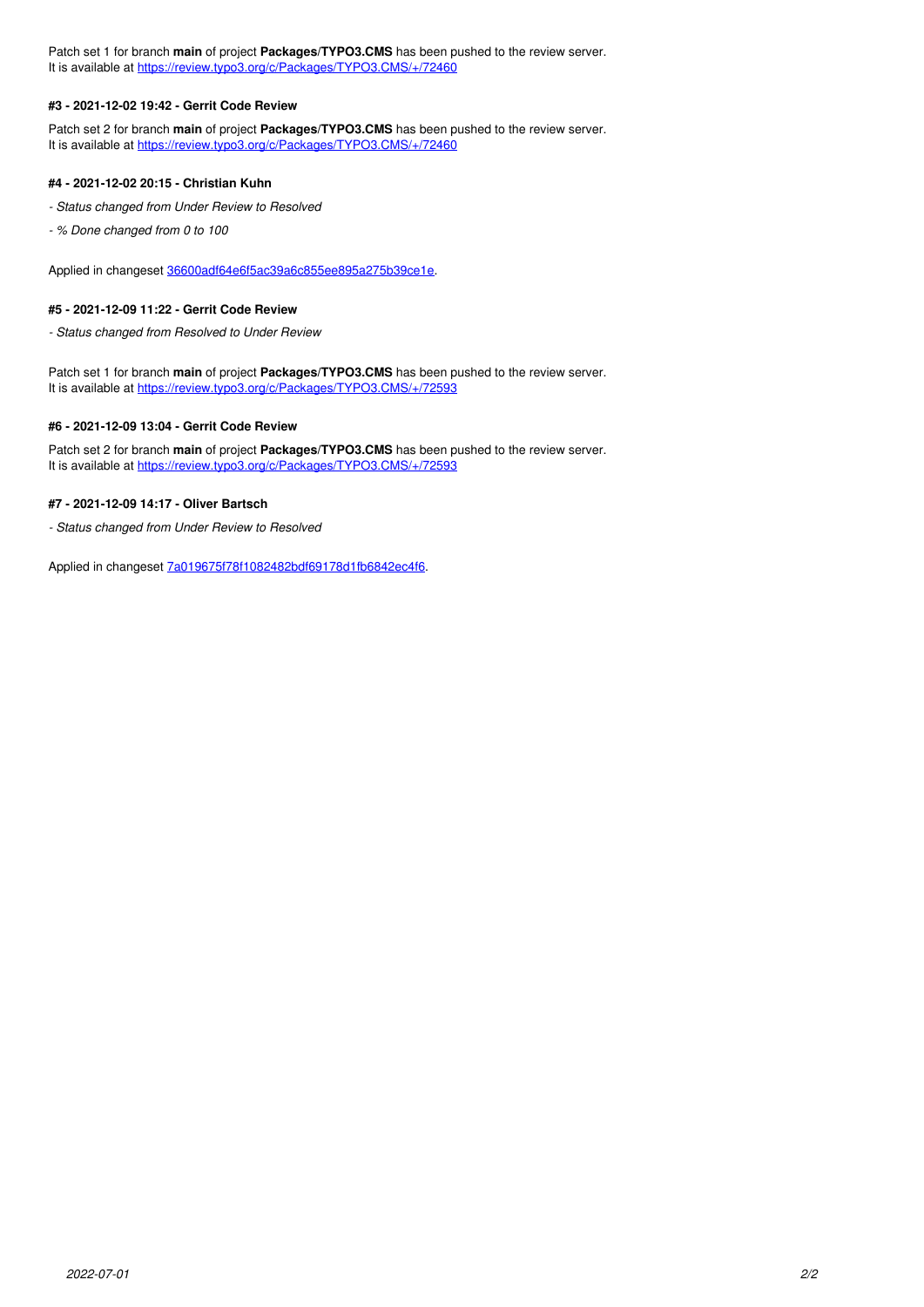Patch set 1 for branch **main** of project **Packages/TYPO3.CMS** has been pushed to the review server.
It is available at https://review.typo3.org/c/Packages/TYPO3.CMS/+/72460

#### #3 - 2021-12-02 19:42 - Gerrit Code Review

Patch set 2 for branch **main** of project **Packages/TYPO3.CMS** has been pushed to the review server.
It is available at https://review.typo3.org/c/Packages/TYPO3.CMS/+/72460

#### #4 - 2021-12-02 20:15 - Christian Kuhn

*- Status changed from Under Review to Resolved*

*- % Done changed from 0 to 100*

Applied in changeset 36600adf64e6f5ac39a6c855ee895a275b39ce1e.

#### #5 - 2021-12-09 11:22 - Gerrit Code Review

*- Status changed from Resolved to Under Review*

Patch set 1 for branch **main** of project **Packages/TYPO3.CMS** has been pushed to the review server.
It is available at https://review.typo3.org/c/Packages/TYPO3.CMS/+/72593

#### #6 - 2021-12-09 13:04 - Gerrit Code Review

Patch set 2 for branch **main** of project **Packages/TYPO3.CMS** has been pushed to the review server.
It is available at https://review.typo3.org/c/Packages/TYPO3.CMS/+/72593

#### #7 - 2021-12-09 14:17 - Oliver Bartsch

*- Status changed from Under Review to Resolved*

Applied in changeset 7a019675f78f1082482bdf69178d1fb6842ec4f6.